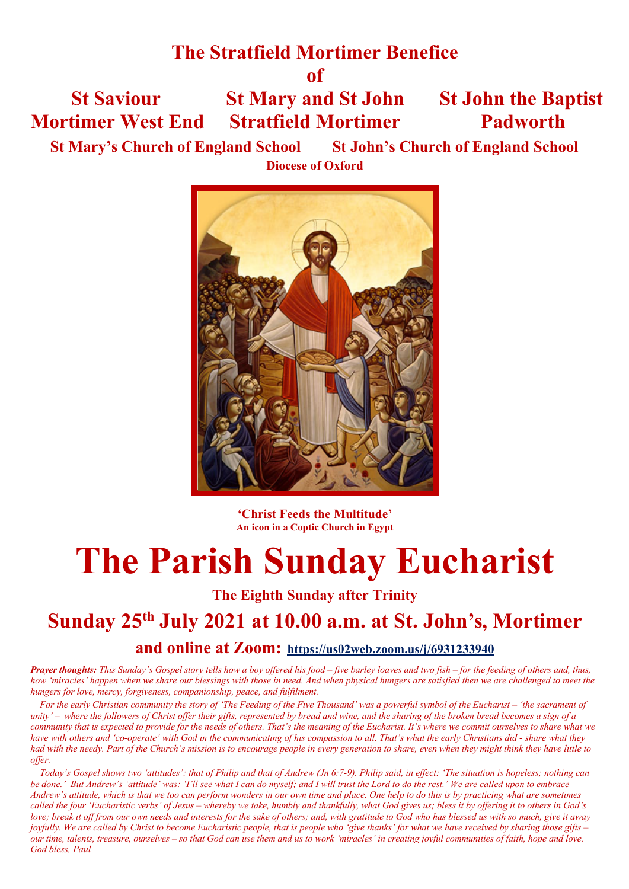# The Stratfield Mortimer Benefice
## of

**St Saviour**
**Mortimer West End**

**St Mary and St John**
**Stratfield Mortimer**

**St John the Baptist**
**Padworth**

**St Mary's Church of England School** **St John's Church of England School**

**Diocese of Oxford**

**'Christ Feeds the Multitude'**
**An icon in a Coptic Church in Egypt**

# The Parish Sunday Eucharist

**The Eighth Sunday after Trinity**

## Sunday 25th July 2021 at 10.00 a.m. at St. John's, Mortimer

### and online at Zoom: https://us02web.zoom.us/j/6931233940

***Prayer thoughts:*** *This Sunday's Gospel story tells how a boy offered his food – five barley loaves and two fish – for the feeding of others and, thus, how 'miracles' happen when we share our blessings with those in need. And when physical hungers are satisfied then we are challenged to meet the hungers for love, mercy, forgiveness, companionship, peace, and fulfilment.*

*For the early Christian community the story of 'The Feeding of the Five Thousand' was a powerful symbol of the Eucharist – 'the sacrament of unity' – where the followers of Christ offer their gifts, represented by bread and wine, and the sharing of the broken bread becomes a sign of a community that is expected to provide for the needs of others. That's the meaning of the Eucharist. It's where we commit ourselves to share what we have with others and 'co-operate' with God in the communicating of his compassion to all. That's what the early Christians did - share what they had with the needy. Part of the Church's mission is to encourage people in every generation to share, even when they might think they have little to offer.*

*Today's Gospel shows two 'attitudes': that of Philip and that of Andrew (Jn 6:7-9). Philip said, in effect: 'The situation is hopeless; nothing can be done.' But Andrew's 'attitude' was: 'I'll see what I can do myself; and I will trust the Lord to do the rest.' We are called upon to embrace Andrew's attitude, which is that we too can perform wonders in our own time and place. One help to do this is by practicing what are sometimes called the four 'Eucharistic verbs' of Jesus – whereby we take, humbly and thankfully, what God gives us; bless it by offering it to others in God's love; break it off from our own needs and interests for the sake of others; and, with gratitude to God who has blessed us with so much, give it away joyfully. We are called by Christ to become Eucharistic people, that is people who 'give thanks' for what we have received by sharing those gifts – our time, talents, treasure, ourselves – so that God can use them and us to work 'miracles' in creating joyful communities of faith, hope and love. God bless, Paul*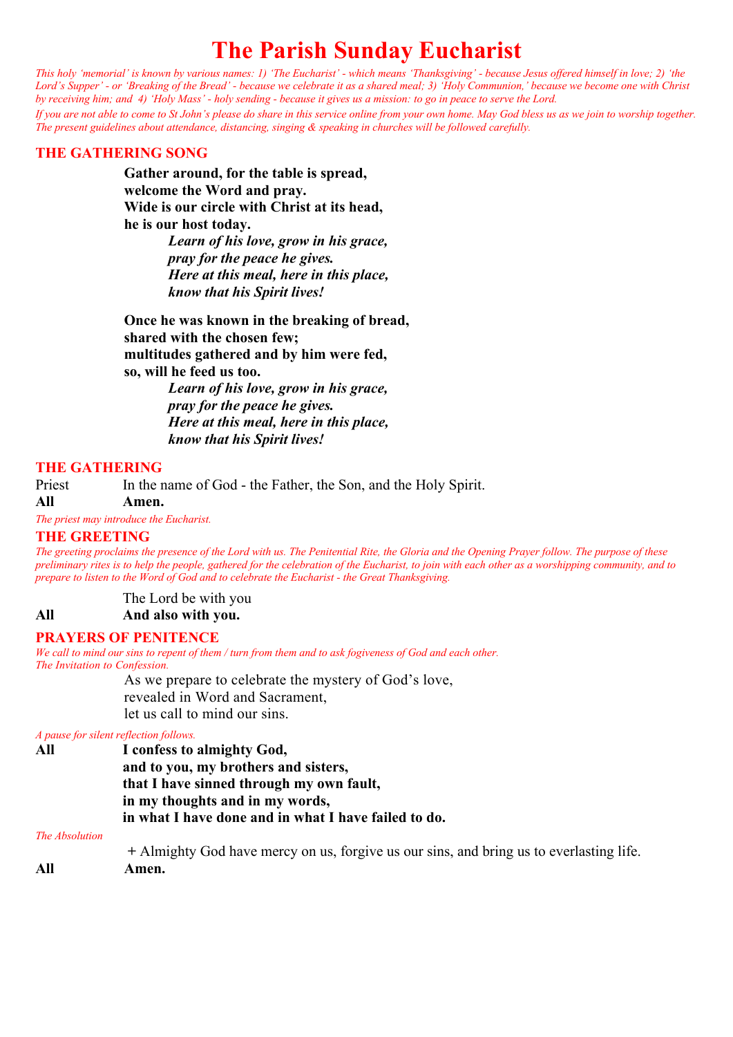# The Parish Sunday Eucharist

*This holy 'memorial' is known by various names: 1) 'The Eucharist' - which means 'Thanksgiving' - because Jesus offered himself in love; 2) 'the Lord's Supper' - or 'Breaking of the Bread' - because we celebrate it as a shared meal; 3) 'Holy Communion,' because we become one with Christ by receiving him; and 4) 'Holy Mass' - holy sending - because it gives us a mission: to go in peace to serve the Lord.*

*If you are not able to come to St John's please do share in this service online from your own home. May God bless us as we join to worship together. The present guidelines about attendance, distancing, singing & speaking in churches will be followed carefully.*

## THE GATHERING SONG

**Gather around, for the table is spread,**
**welcome the Word and pray.**
**Wide is our circle with Christ at its head,**
**he is our host today.**

***Learn of his love, grow in his grace,***
***pray for the peace he gives.***
***Here at this meal, here in this place,***
***know that his Spirit lives!***

**Once he was known in the breaking of bread,**
**shared with the chosen few;**
**multitudes gathered and by him were fed,**
**so, will he feed us too.**

***Learn of his love, grow in his grace,***
***pray for the peace he gives.***
***Here at this meal, here in this place,***
***know that his Spirit lives!***

## THE GATHERING

Priest In the name of God - the Father, the Son, and the Holy Spirit.
**All Amen.**

*The priest may introduce the Eucharist.*

## THE GREETING

*The greeting proclaims the presence of the Lord with us. The Penitential Rite, the Gloria and the Opening Prayer follow. The purpose of these preliminary rites is to help the people, gathered for the celebration of the Eucharist, to join with each other as a worshipping community, and to prepare to listen to the Word of God and to celebrate the Eucharist - the Great Thanksgiving.*

The Lord be with you
**All And also with you.**

## PRAYERS OF PENITENCE

*We call to mind our sins to repent of them / turn from them and to ask fogiveness of God and each other.*
*The Invitation to Confession.*

As we prepare to celebrate the mystery of God's love,
revealed in Word and Sacrament,
let us call to mind our sins.

*A pause for silent reflection follows.*

**All I confess to almighty God,**
**and to you, my brothers and sisters,**
**that I have sinned through my own fault,**
**in my thoughts and in my words,**
**in what I have done and in what I have failed to do.**

*The Absolution*

+ Almighty God have mercy on us, forgive us our sins, and bring us to everlasting life.
**All Amen.**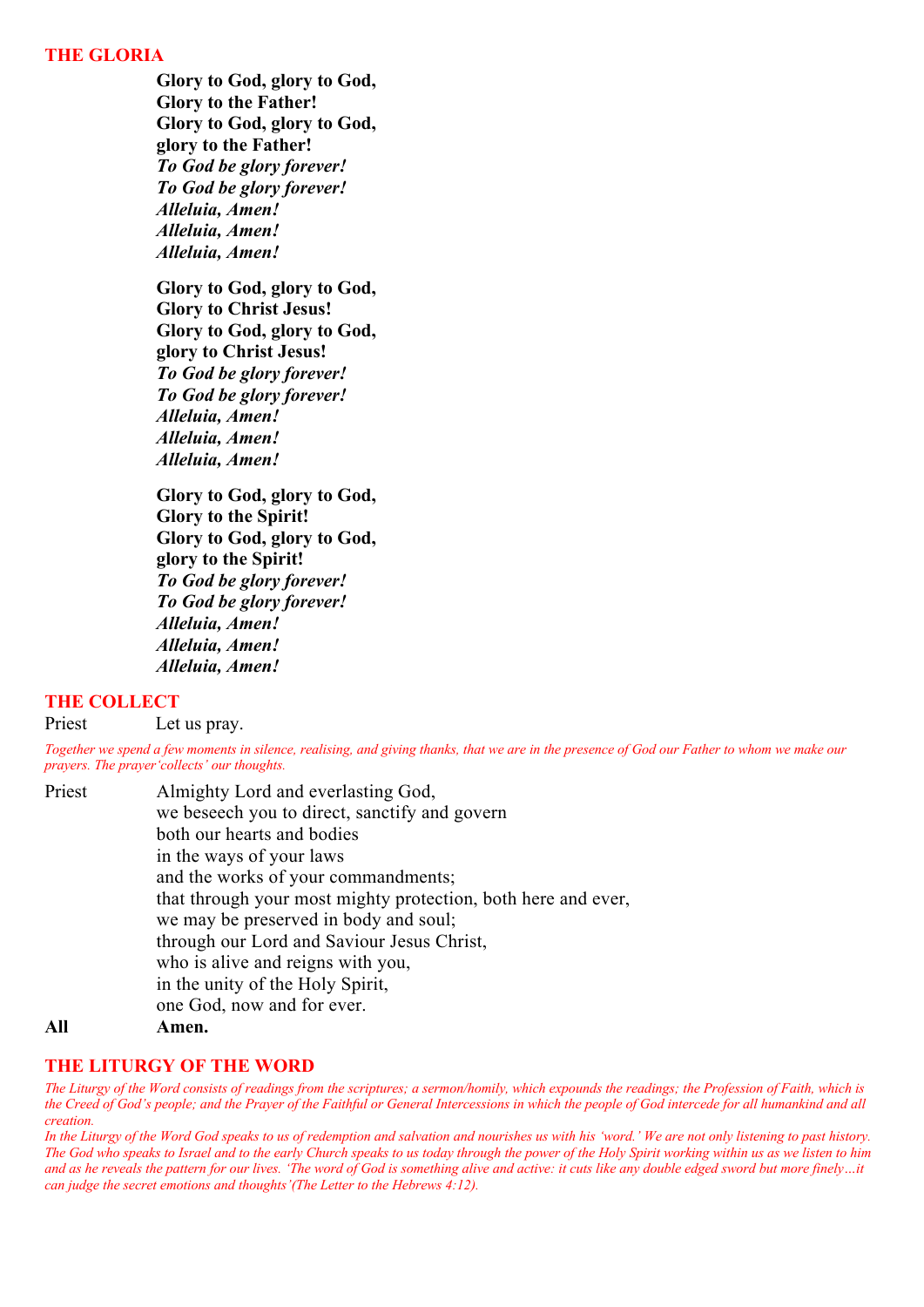## THE GLORIA

**Glory to God, glory to God,**
**Glory to the Father!**
**Glory to God, glory to God,**
**glory to the Father!**
***To God be glory forever!***
***To God be glory forever!***
***Alleluia, Amen!***
***Alleluia, Amen!***
***Alleluia, Amen!***

**Glory to God, glory to God,**
**Glory to Christ Jesus!**
**Glory to God, glory to God,**
**glory to Christ Jesus!**
***To God be glory forever!***
***To God be glory forever!***
***Alleluia, Amen!***
***Alleluia, Amen!***
***Alleluia, Amen!***

**Glory to God, glory to God,**
**Glory to the Spirit!**
**Glory to God, glory to God,**
**glory to the Spirit!**
***To God be glory forever!***
***To God be glory forever!***
***Alleluia, Amen!***
***Alleluia, Amen!***
***Alleluia, Amen!***

## THE COLLECT

Priest Let us pray.

*Together we spend a few moments in silence, realising, and giving thanks, that we are in the presence of God our Father to whom we make our prayers. The prayer'collects' our thoughts.*

Priest Almighty Lord and everlasting God,
we beseech you to direct, sanctify and govern
both our hearts and bodies
in the ways of your laws
and the works of your commandments;
that through your most mighty protection, both here and ever,
we may be preserved in body and soul;
through our Lord and Saviour Jesus Christ,
who is alive and reigns with you,
in the unity of the Holy Spirit,
one God, now and for ever.

**All Amen.**

## THE LITURGY OF THE WORD

*The Liturgy of the Word consists of readings from the scriptures; a sermon/homily, which expounds the readings; the Profession of Faith, which is the Creed of God's people; and the Prayer of the Faithful or General Intercessions in which the people of God intercede for all humankind and all creation.*

*In the Liturgy of the Word God speaks to us of redemption and salvation and nourishes us with his 'word.' We are not only listening to past history. The God who speaks to Israel and to the early Church speaks to us today through the power of the Holy Spirit working within us as we listen to him and as he reveals the pattern for our lives. 'The word of God is something alive and active: it cuts like any double edged sword but more finely…it can judge the secret emotions and thoughts'(The Letter to the Hebrews 4:12).*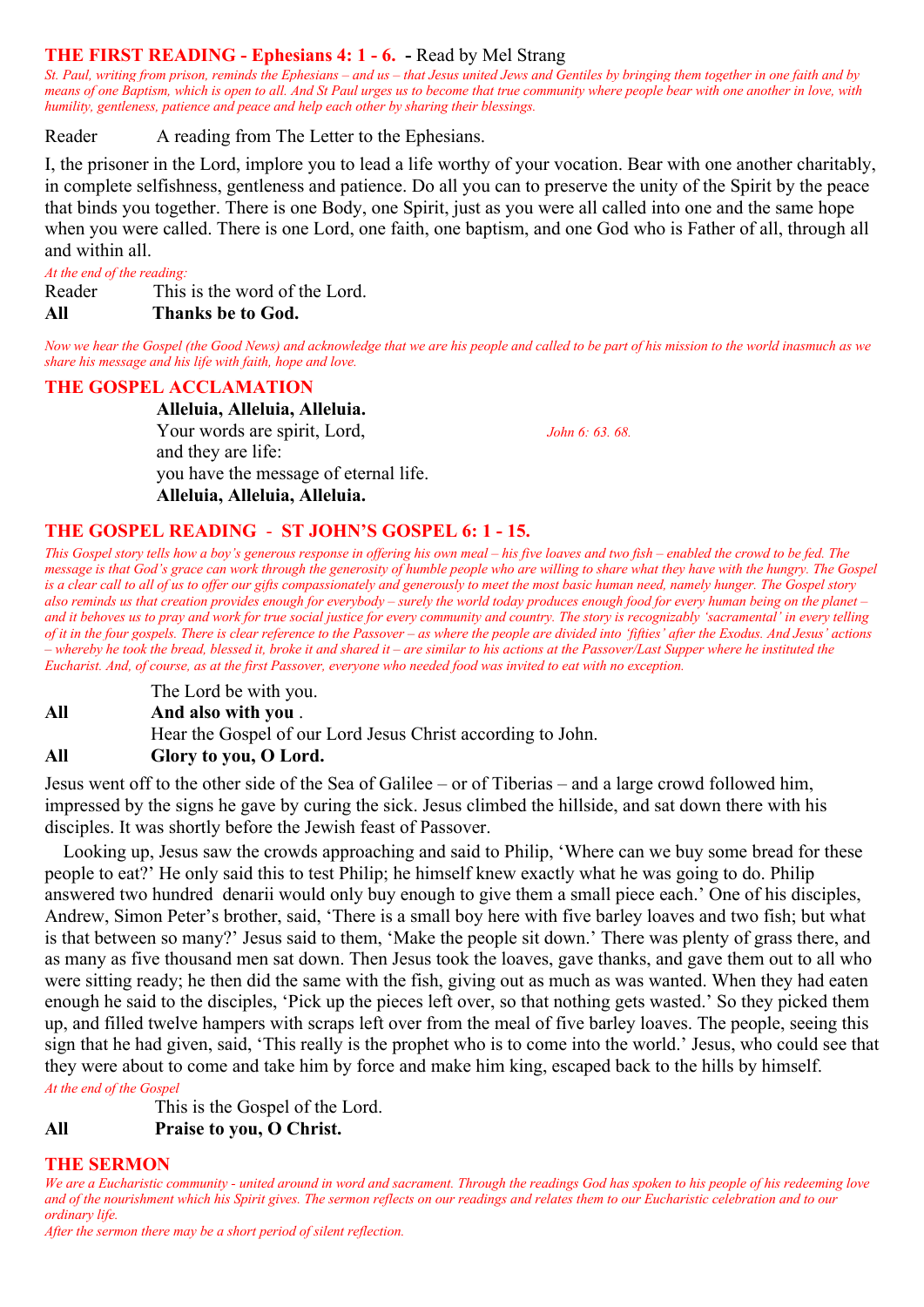## THE FIRST READING - Ephesians 4: 1 - 6. - Read by Mel Strang

*St. Paul, writing from prison, reminds the Ephesians – and us – that Jesus united Jews and Gentiles by bringing them together in one faith and by means of one Baptism, which is open to all. And St Paul urges us to become that true community where people bear with one another in love, with humility, gentleness, patience and peace and help each other by sharing their blessings.*

Reader A reading from The Letter to the Ephesians.

I, the prisoner in the Lord, implore you to lead a life worthy of your vocation. Bear with one another charitably, in complete selfishness, gentleness and patience. Do all you can to preserve the unity of the Spirit by the peace that binds you together. There is one Body, one Spirit, just as you were all called into one and the same hope when you were called. There is one Lord, one faith, one baptism, and one God who is Father of all, through all and within all.

*At the end of the reading:*

Reader This is the word of the Lord.
**All Thanks be to God.**

*Now we hear the Gospel (the Good News) and acknowledge that we are his people and called to be part of his mission to the world inasmuch as we share his message and his life with faith, hope and love.*

## THE GOSPEL ACCLAMATION

**Alleluia, Alleluia, Alleluia.**
Your words are spirit, Lord, *John 6: 63. 68.*
and they are life:
you have the message of eternal life.
**Alleluia, Alleluia, Alleluia.**

## THE GOSPEL READING - ST JOHN'S GOSPEL 6: 1 - 15.

*This Gospel story tells how a boy's generous response in offering his own meal – his five loaves and two fish – enabled the crowd to be fed. The message is that God's grace can work through the generosity of humble people who are willing to share what they have with the hungry. The Gospel is a clear call to all of us to offer our gifts compassionately and generously to meet the most basic human need, namely hunger. The Gospel story also reminds us that creation provides enough for everybody – surely the world today produces enough food for every human being on the planet – and it behoves us to pray and work for true social justice for every community and country. The story is recognizably 'sacramental' in every telling of it in the four gospels. There is clear reference to the Passover – as where the people are divided into 'fifties' after the Exodus. And Jesus' actions – whereby he took the bread, blessed it, broke it and shared it – are similar to his actions at the Passover/Last Supper where he instituted the Eucharist. And, of course, as at the first Passover, everyone who needed food was invited to eat with no exception.*

The Lord be with you.
**All And also with you .**
Hear the Gospel of our Lord Jesus Christ according to John.
**All Glory to you, O Lord.**

Jesus went off to the other side of the Sea of Galilee – or of Tiberias – and a large crowd followed him, impressed by the signs he gave by curing the sick. Jesus climbed the hillside, and sat down there with his disciples. It was shortly before the Jewish feast of Passover.

Looking up, Jesus saw the crowds approaching and said to Philip, 'Where can we buy some bread for these people to eat?' He only said this to test Philip; he himself knew exactly what he was going to do. Philip answered two hundred denarii would only buy enough to give them a small piece each.' One of his disciples, Andrew, Simon Peter's brother, said, 'There is a small boy here with five barley loaves and two fish; but what is that between so many?' Jesus said to them, 'Make the people sit down.' There was plenty of grass there, and as many as five thousand men sat down. Then Jesus took the loaves, gave thanks, and gave them out to all who were sitting ready; he then did the same with the fish, giving out as much as was wanted. When they had eaten enough he said to the disciples, 'Pick up the pieces left over, so that nothing gets wasted.' So they picked them up, and filled twelve hampers with scraps left over from the meal of five barley loaves. The people, seeing this sign that he had given, said, 'This really is the prophet who is to come into the world.' Jesus, who could see that they were about to come and take him by force and make him king, escaped back to the hills by himself.

*At the end of the Gospel*

This is the Gospel of the Lord.
**All Praise to you, O Christ.**

## THE SERMON

*We are a Eucharistic community - united around in word and sacrament. Through the readings God has spoken to his people of his redeeming love and of the nourishment which his Spirit gives. The sermon reflects on our readings and relates them to our Eucharistic celebration and to our ordinary life.*

*After the sermon there may be a short period of silent reflection.*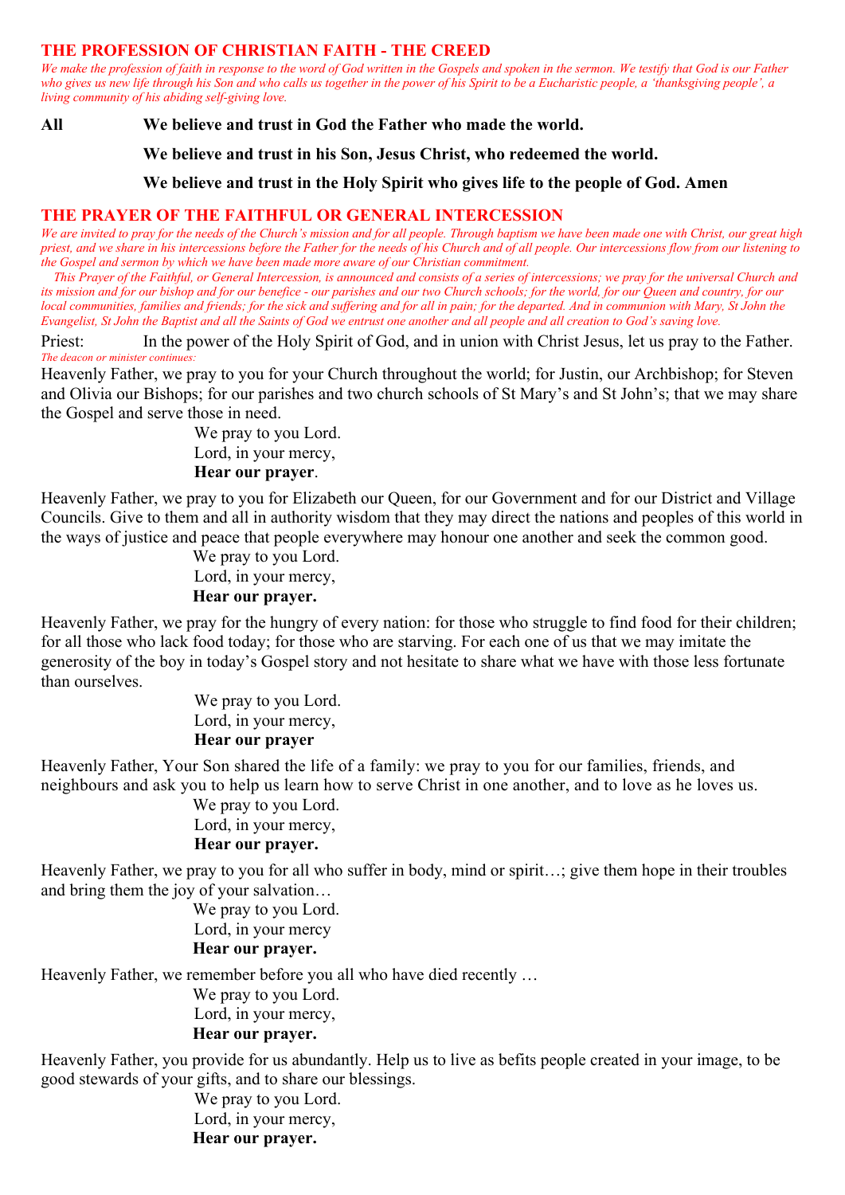## THE PROFESSION OF CHRISTIAN FAITH - THE CREED

*We make the profession of faith in response to the word of God written in the Gospels and spoken in the sermon. We testify that God is our Father who gives us new life through his Son and who calls us together in the power of his Spirit to be a Eucharistic people, a 'thanksgiving people', a living community of his abiding self-giving love.*

**All** **We believe and trust in God the Father who made the world.**

**We believe and trust in his Son, Jesus Christ, who redeemed the world.**

**We believe and trust in the Holy Spirit who gives life to the people of God. Amen**

## THE PRAYER OF THE FAITHFUL OR GENERAL INTERCESSION

*We are invited to pray for the needs of the Church's mission and for all people. Through baptism we have been made one with Christ, our great high priest, and we share in his intercessions before the Father for the needs of his Church and of all people. Our intercessions flow from our listening to the Gospel and sermon by which we have been made more aware of our Christian commitment.*

*This Prayer of the Faithful, or General Intercession, is announced and consists of a series of intercessions; we pray for the universal Church and its mission and for our bishop and for our benefice - our parishes and our two Church schools; for the world, for our Queen and country, for our local communities, families and friends; for the sick and suffering and for all in pain; for the departed. And in communion with Mary, St John the Evangelist, St John the Baptist and all the Saints of God we entrust one another and all people and all creation to God's saving love.*

Priest: In the power of the Holy Spirit of God, and in union with Christ Jesus, let us pray to the Father.

*The deacon or minister continues:*

Heavenly Father, we pray to you for your Church throughout the world; for Justin, our Archbishop; for Steven and Olivia our Bishops; for our parishes and two church schools of St Mary's and St John's; that we may share the Gospel and serve those in need.

We pray to you Lord.
Lord, in your mercy,
**Hear our prayer**.

Heavenly Father, we pray to you for Elizabeth our Queen, for our Government and for our District and Village Councils. Give to them and all in authority wisdom that they may direct the nations and peoples of this world in the ways of justice and peace that people everywhere may honour one another and seek the common good.

We pray to you Lord.
Lord, in your mercy,
**Hear our prayer.**

Heavenly Father, we pray for the hungry of every nation: for those who struggle to find food for their children; for all those who lack food today; for those who are starving. For each one of us that we may imitate the generosity of the boy in today's Gospel story and not hesitate to share what we have with those less fortunate than ourselves.

We pray to you Lord.
Lord, in your mercy,
**Hear our prayer**

Heavenly Father, Your Son shared the life of a family: we pray to you for our families, friends, and neighbours and ask you to help us learn how to serve Christ in one another, and to love as he loves us.

We pray to you Lord.
Lord, in your mercy,
**Hear our prayer.**

Heavenly Father, we pray to you for all who suffer in body, mind or spirit…; give them hope in their troubles and bring them the joy of your salvation…

We pray to you Lord.
Lord, in your mercy
**Hear our prayer.**

Heavenly Father, we remember before you all who have died recently …

We pray to you Lord.
Lord, in your mercy,
**Hear our prayer.**

Heavenly Father, you provide for us abundantly. Help us to live as befits people created in your image, to be good stewards of your gifts, and to share our blessings.

We pray to you Lord.
Lord, in your mercy,
**Hear our prayer.**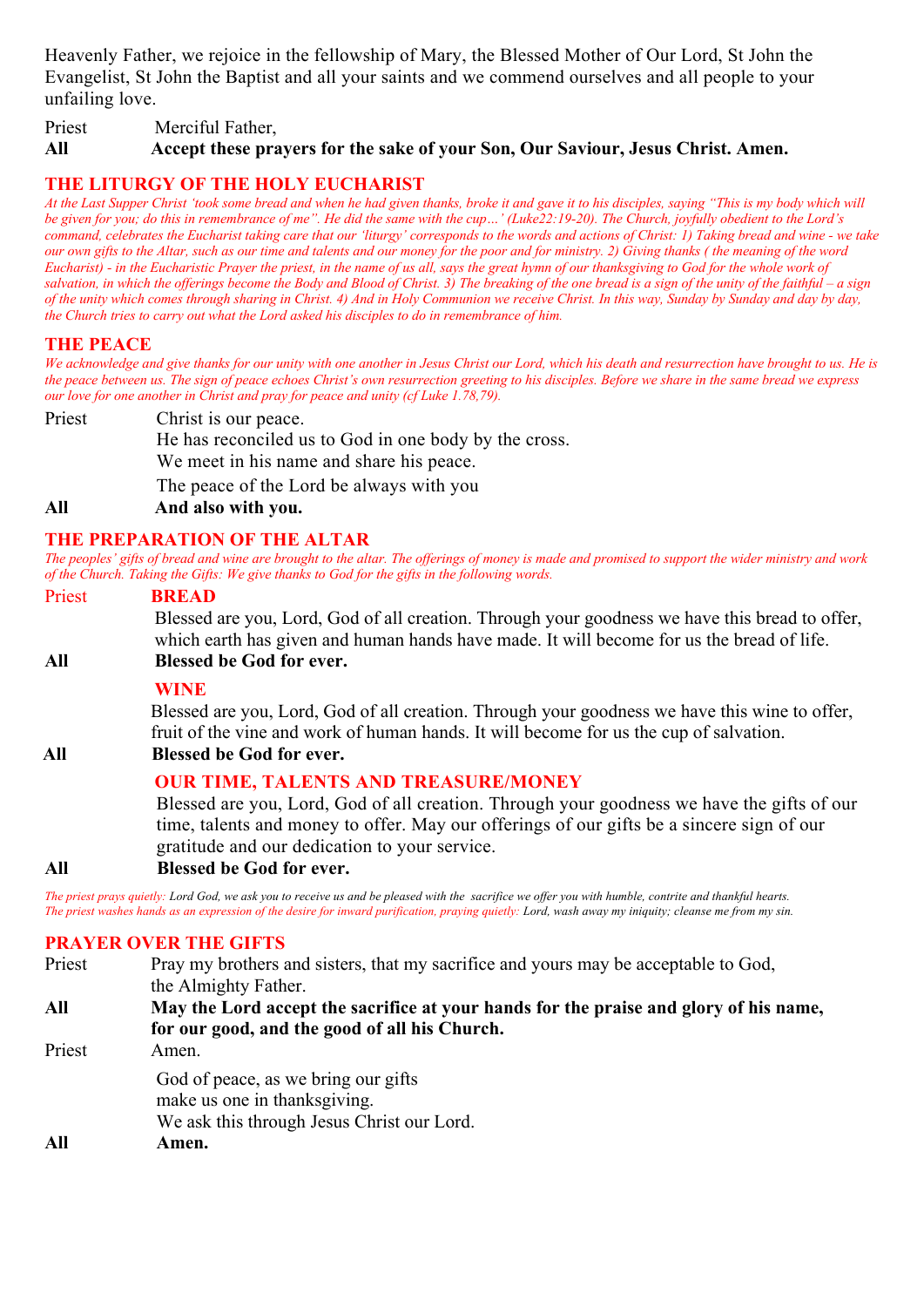Heavenly Father, we rejoice in the fellowship of Mary, the Blessed Mother of Our Lord, St John the Evangelist, St John the Baptist and all your saints and we commend ourselves and all people to your unfailing love.

Priest Merciful Father,

**All Accept these prayers for the sake of your Son, Our Saviour, Jesus Christ. Amen.**

## THE LITURGY OF THE HOLY EUCHARIST

*At the Last Supper Christ 'took some bread and when he had given thanks, broke it and gave it to his disciples, saying "This is my body which will be given for you; do this in remembrance of me". He did the same with the cup…' (Luke22:19-20). The Church, joyfully obedient to the Lord's command, celebrates the Eucharist taking care that our 'liturgy' corresponds to the words and actions of Christ: 1) Taking bread and wine - we take our own gifts to the Altar, such as our time and talents and our money for the poor and for ministry. 2) Giving thanks ( the meaning of the word Eucharist) - in the Eucharistic Prayer the priest, in the name of us all, says the great hymn of our thanksgiving to God for the whole work of salvation, in which the offerings become the Body and Blood of Christ. 3) The breaking of the one bread is a sign of the unity of the faithful – a sign of the unity which comes through sharing in Christ. 4) And in Holy Communion we receive Christ. In this way, Sunday by Sunday and day by day, the Church tries to carry out what the Lord asked his disciples to do in remembrance of him.*

## THE PEACE

*We acknowledge and give thanks for our unity with one another in Jesus Christ our Lord, which his death and resurrection have brought to us. He is the peace between us. The sign of peace echoes Christ's own resurrection greeting to his disciples. Before we share in the same bread we express our love for one another in Christ and pray for peace and unity (cf Luke 1.78,79).*

Priest Christ is our peace.
He has reconciled us to God in one body by the cross.
We meet in his name and share his peace.
The peace of the Lord be always with you

**All And also with you.**

## THE PREPARATION OF THE ALTAR

*The peoples' gifts of bread and wine are brought to the altar. The offerings of money is made and promised to support the wider ministry and work of the Church. Taking the Gifts: We give thanks to God for the gifts in the following words.*

Priest **BREAD**

Blessed are you, Lord, God of all creation. Through your goodness we have this bread to offer, which earth has given and human hands have made. It will become for us the bread of life.

**All Blessed be God for ever.**

**WINE**

Blessed are you, Lord, God of all creation. Through your goodness we have this wine to offer, fruit of the vine and work of human hands. It will become for us the cup of salvation.

**All Blessed be God for ever.**

**OUR TIME, TALENTS AND TREASURE/MONEY**

Blessed are you, Lord, God of all creation. Through your goodness we have the gifts of our time, talents and money to offer. May our offerings of our gifts be a sincere sign of our gratitude and our dedication to your service.

**All Blessed be God for ever.**

*The priest prays quietly:* Lord God, we ask you to receive us and be pleased with the sacrifice we offer you with humble, contrite and thankful hearts.
*The priest washes hands as an expression of the desire for inward purification, praying quietly:* Lord, wash away my iniquity; cleanse me from my sin.

## PRAYER OVER THE GIFTS

Priest Pray my brothers and sisters, that my sacrifice and yours may be acceptable to God, the Almighty Father.

**All May the Lord accept the sacrifice at your hands for the praise and glory of his name, for our good, and the good of all his Church.**

Priest Amen.

God of peace, as we bring our gifts
make us one in thanksgiving.
We ask this through Jesus Christ our Lord.

**All Amen.**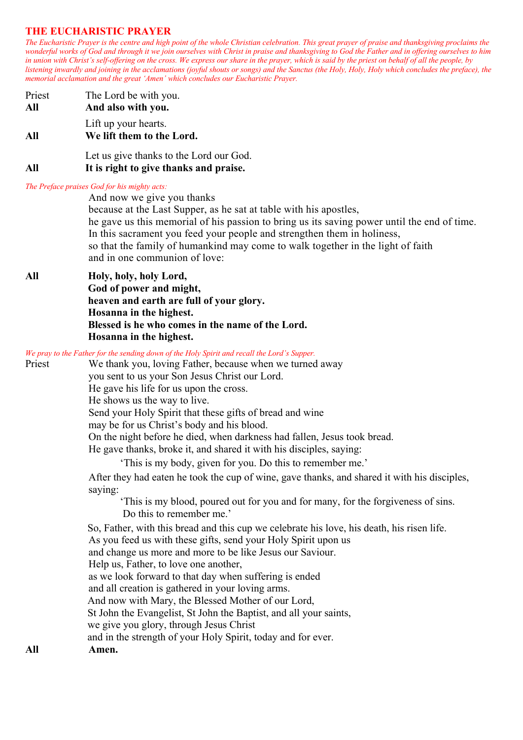## THE EUCHARISTIC PRAYER

*The Eucharistic Prayer is the centre and high point of the whole Christian celebration. This great prayer of praise and thanksgiving proclaims the wonderful works of God and through it we join ourselves with Christ in praise and thanksgiving to God the Father and in offering ourselves to him in union with Christ's self-offering on the cross. We express our share in the prayer, which is said by the priest on behalf of all the people, by listening inwardly and joining in the acclamations (joyful shouts or songs) and the Sanctus (the Holy, Holy, Holy which concludes the preface), the memorial acclamation and the great 'Amen' which concludes our Eucharistic Prayer.*

Priest The Lord be with you.
**All And also with you.**

Lift up your hearts.
**All We lift them to the Lord.**

Let us give thanks to the Lord our God.
**All It is right to give thanks and praise.**

*The Preface praises God for his mighty acts:*

And now we give you thanks
because at the Last Supper, as he sat at table with his apostles,
he gave us this memorial of his passion to bring us its saving power until the end of time.
In this sacrament you feed your people and strengthen them in holiness,
so that the family of humankind may come to walk together in the light of faith
and in one communion of love:

**All Holy, holy, holy Lord,**
**God of power and might,**
**heaven and earth are full of your glory.**
**Hosanna in the highest.**
**Blessed is he who comes in the name of the Lord.**
**Hosanna in the highest.**

*We pray to the Father for the sending down of the Holy Spirit and recall the Lord's Supper.*

Priest We thank you, loving Father, because when we turned away
you sent to us your Son Jesus Christ our Lord.
He gave his life for us upon the cross.
He shows us the way to live.
Send your Holy Spirit that these gifts of bread and wine
may be for us Christ's body and his blood.
On the night before he died, when darkness had fallen, Jesus took bread.
He gave thanks, broke it, and shared it with his disciples, saying:

'This is my body, given for you. Do this to remember me.'

After they had eaten he took the cup of wine, gave thanks, and shared it with his disciples, saying:

'This is my blood, poured out for you and for many, for the forgiveness of sins.
Do this to remember me.'

So, Father, with this bread and this cup we celebrate his love, his death, his risen life.
As you feed us with these gifts, send your Holy Spirit upon us
and change us more and more to be like Jesus our Saviour.
Help us, Father, to love one another,
as we look forward to that day when suffering is ended
and all creation is gathered in your loving arms.
And now with Mary, the Blessed Mother of our Lord,
St John the Evangelist, St John the Baptist, and all your saints,
we give you glory, through Jesus Christ
and in the strength of your Holy Spirit, today and for ever.

**All Amen.**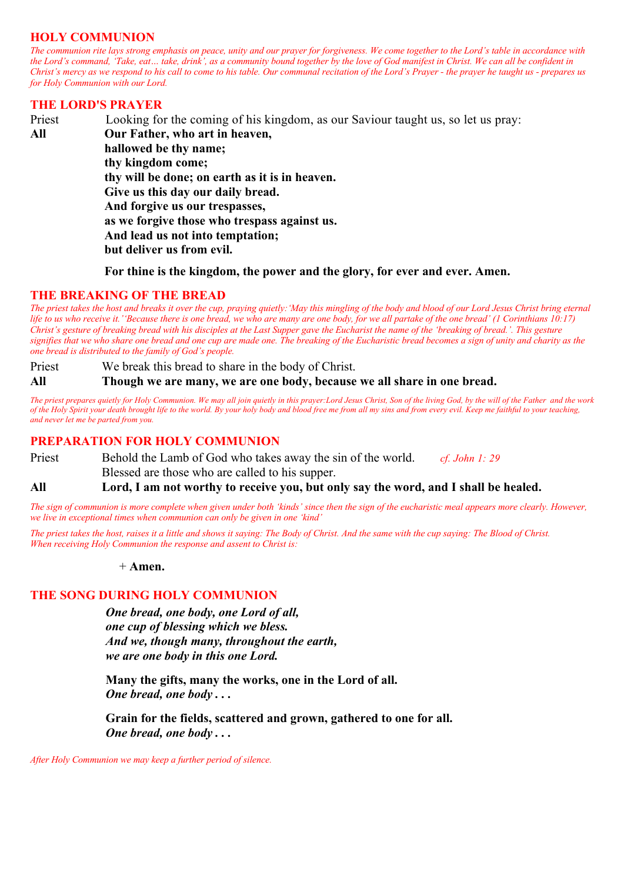## HOLY COMMUNION

*The communion rite lays strong emphasis on peace, unity and our prayer for forgiveness. We come together to the Lord's table in accordance with the Lord's command, 'Take, eat… take, drink', as a community bound together by the love of God manifest in Christ. We can all be confident in Christ's mercy as we respond to his call to come to his table. Our communal recitation of the Lord's Prayer - the prayer he taught us - prepares us for Holy Communion with our Lord.*

## THE LORD'S PRAYER

Priest Looking for the coming of his kingdom, as our Saviour taught us, so let us pray:

**All Our Father, who art in heaven,**
**hallowed be thy name;**
**thy kingdom come;**
**thy will be done; on earth as it is in heaven.**
**Give us this day our daily bread.**
**And forgive us our trespasses,**
**as we forgive those who trespass against us.**
**And lead us not into temptation;**
**but deliver us from evil.**

**For thine is the kingdom, the power and the glory, for ever and ever. Amen.**

## THE BREAKING OF THE BREAD

*The priest takes the host and breaks it over the cup, praying quietly:'May this mingling of the body and blood of our Lord Jesus Christ bring eternal life to us who receive it.' 'Because there is one bread, we who are many are one body, for we all partake of the one bread' (1 Corinthians 10:17) Christ's gesture of breaking bread with his disciples at the Last Supper gave the Eucharist the name of the 'breaking of bread.'. This gesture signifies that we who share one bread and one cup are made one. The breaking of the Eucharistic bread becomes a sign of unity and charity as the one bread is distributed to the family of God's people.*

Priest We break this bread to share in the body of Christ.

**All Though we are many, we are one body, because we all share in one bread.**

*The priest prepares quietly for Holy Communion. We may all join quietly in this prayer:Lord Jesus Christ, Son of the living God, by the will of the Father and the work of the Holy Spirit your death brought life to the world. By your holy body and blood free me from all my sins and from every evil. Keep me faithful to your teaching, and never let me be parted from you.*

## PREPARATION FOR HOLY COMMUNION

Priest Behold the Lamb of God who takes away the sin of the world. *cf. John 1: 29*
Blessed are those who are called to his supper.

**All Lord, I am not worthy to receive you, but only say the word, and I shall be healed.**

*The sign of communion is more complete when given under both 'kinds' since then the sign of the eucharistic meal appears more clearly. However, we live in exceptional times when communion can only be given in one 'kind'*

*The priest takes the host, raises it a little and shows it saying: The Body of Christ. And the same with the cup saying: The Blood of Christ. When receiving Holy Communion the response and assent to Christ is:*

\+ **Amen.**

## THE SONG DURING HOLY COMMUNION

***One bread, one body, one Lord of all,***
***one cup of blessing which we bless.***
***And we, though many, throughout the earth,***
***we are one body in this one Lord.***

**Many the gifts, many the works, one in the Lord of all.**
***One bread, one body . . .***

**Grain for the fields, scattered and grown, gathered to one for all.**
***One bread, one body . . .***

*After Holy Communion we may keep a further period of silence.*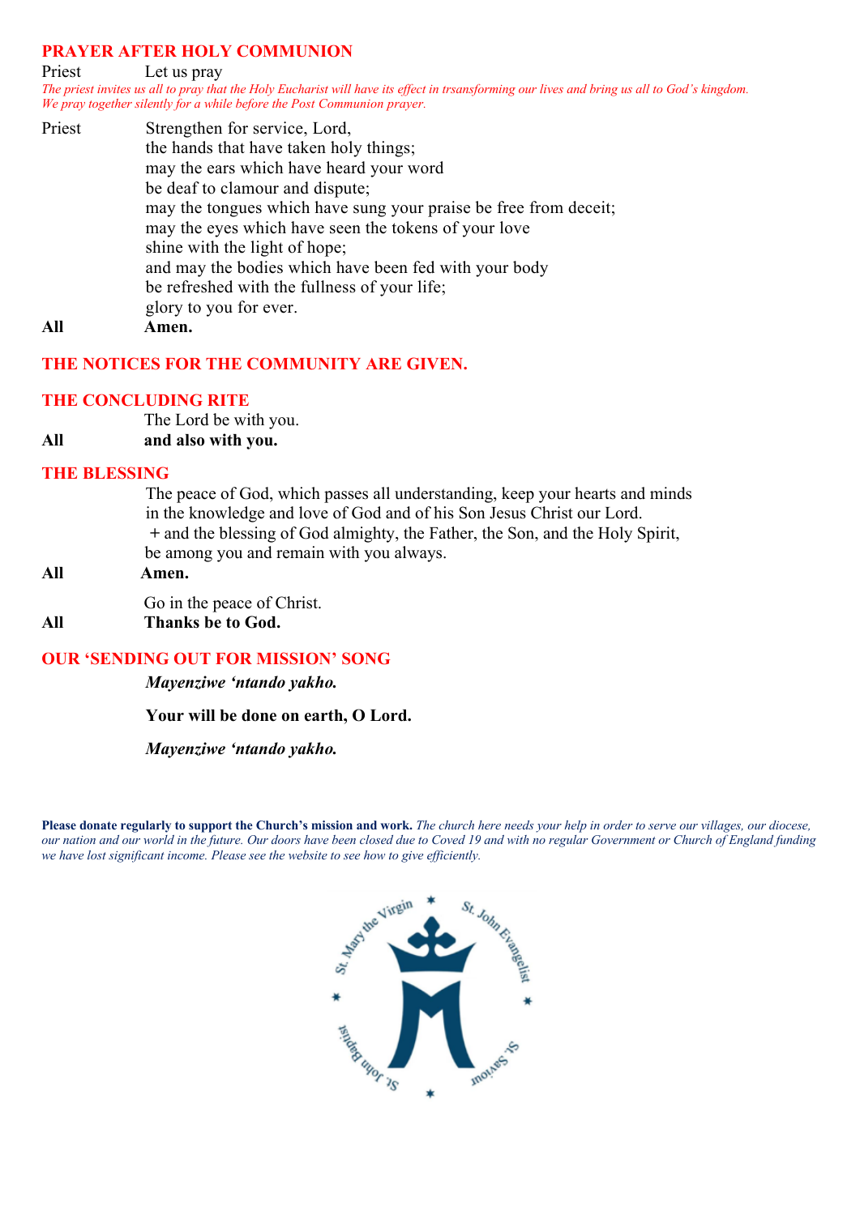## PRAYER AFTER HOLY COMMUNION

Priest Let us pray

*The priest invites us all to pray that the Holy Eucharist will have its effect in trsansforming our lives and bring us all to God's kingdom. We pray together silently for a while before the Post Communion prayer.*

Priest Strengthen for service, Lord,
the hands that have taken holy things;
may the ears which have heard your word
be deaf to clamour and dispute;
may the tongues which have sung your praise be free from deceit;
may the eyes which have seen the tokens of your love
shine with the light of hope;
and may the bodies which have been fed with your body
be refreshed with the fullness of your life;
glory to you for ever.

**All Amen.**

## THE NOTICES FOR THE COMMUNITY ARE GIVEN.

## THE CONCLUDING RITE

The Lord be with you.

**All and also with you.**

## THE BLESSING

The peace of God, which passes all understanding, keep your hearts and minds in the knowledge and love of God and of his Son Jesus Christ our Lord.
+ and the blessing of God almighty, the Father, the Son, and the Holy Spirit, be among you and remain with you always.

**All Amen.**

Go in the peace of Christ.

**All Thanks be to God.**

## OUR 'SENDING OUT FOR MISSION' SONG

***Mayenziwe 'ntando yakho.***

**Your will be done on earth, O Lord.**

***Mayenziwe 'ntando yakho.***

**Please donate regularly to support the Church's mission and work.** *The church here needs your help in order to serve our villages, our diocese, our nation and our world in the future. Our doors have been closed due to Coved 19 and with no regular Government or Church of England funding we have lost significant income. Please see the website to see how to give efficiently.*

St. Mary the Virgin * St. John Evangelist * St. Saviour * St. John Baptist